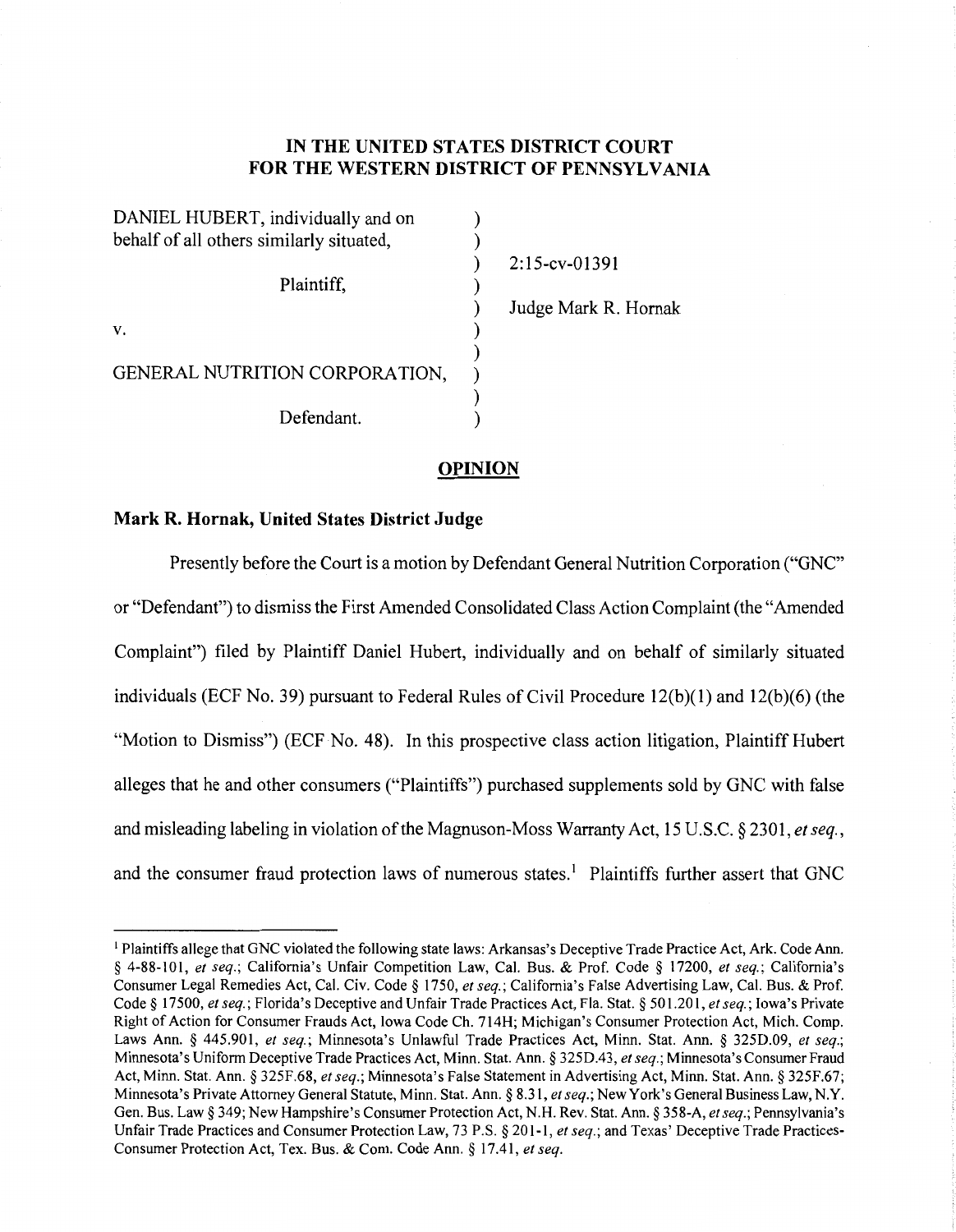# IN THE UNITED STATES DISTRICT COURT FOR THE WESTERN DISTRICT OF PENNSYLVANIA

| | | |
|---|---|---|
| DANIEL HUBERT, individually and on behalf of all others similarly situated, | ) | 2:15-cv-01391 |
| Plaintiff, | ) | Judge Mark R. Hornak |
| v. | ) | |
| GENERAL NUTRITION CORPORATION, | ) | |
| Defendant. | ) | |

## OPINION

**Mark R. Hornak, United States District Judge**

Presently before the Court is a motion by Defendant General Nutrition Corporation ("GNC" or "Defendant") to dismiss the First Amended Consolidated Class Action Complaint (the "Amended Complaint") filed by Plaintiff Daniel Hubert, individually and on behalf of similarly situated individuals (ECF No. 39) pursuant to Federal Rules of Civil Procedure 12(b)(1) and 12(b)(6) (the "Motion to Dismiss") (ECF No. 48). In this prospective class action litigation, Plaintiff Hubert alleges that he and other consumers ("Plaintiffs") purchased supplements sold by GNC with false and misleading labeling in violation of the Magnuson-Moss Warranty Act, 15 U.S.C. § 2301, *et seq.*, and the consumer fraud protection laws of numerous states.[1] Plaintiffs further assert that GNC

---

[1] Plaintiffs allege that GNC violated the following state laws: Arkansas's Deceptive Trade Practice Act, Ark. Code Ann. § 4-88-101, *et seq.*; California's Unfair Competition Law, Cal. Bus. & Prof. Code § 17200, *et seq.*; California's Consumer Legal Remedies Act, Cal. Civ. Code § 1750, *et seq.*; California's False Advertising Law, Cal. Bus. & Prof. Code § 17500, *et seq.*; Florida's Deceptive and Unfair Trade Practices Act, Fla. Stat. § 501.201, *et seq.*; Iowa's Private Right of Action for Consumer Frauds Act, Iowa Code Ch. 714H; Michigan's Consumer Protection Act, Mich. Comp. Laws Ann. § 445.901, *et seq.*; Minnesota's Unlawful Trade Practices Act, Minn. Stat. Ann. § 325D.09, *et seq.*; Minnesota's Uniform Deceptive Trade Practices Act, Minn. Stat. Ann. § 325D.43, *et seq.*; Minnesota's Consumer Fraud Act, Minn. Stat. Ann. § 325F.68, *et seq.*; Minnesota's False Statement in Advertising Act, Minn. Stat. Ann. § 325F.67; Minnesota's Private Attorney General Statute, Minn. Stat. Ann. § 8.31, *et seq.*; New York's General Business Law, N.Y. Gen. Bus. Law § 349; New Hampshire's Consumer Protection Act, N.H. Rev. Stat. Ann. § 358-A, *et seq.*; Pennsylvania's Unfair Trade Practices and Consumer Protection Law, 73 P.S. § 201-1, *et seq.*; and Texas' Deceptive Trade Practices-Consumer Protection Act, Tex. Bus. & Com. Code Ann. § 17.41, *et seq.*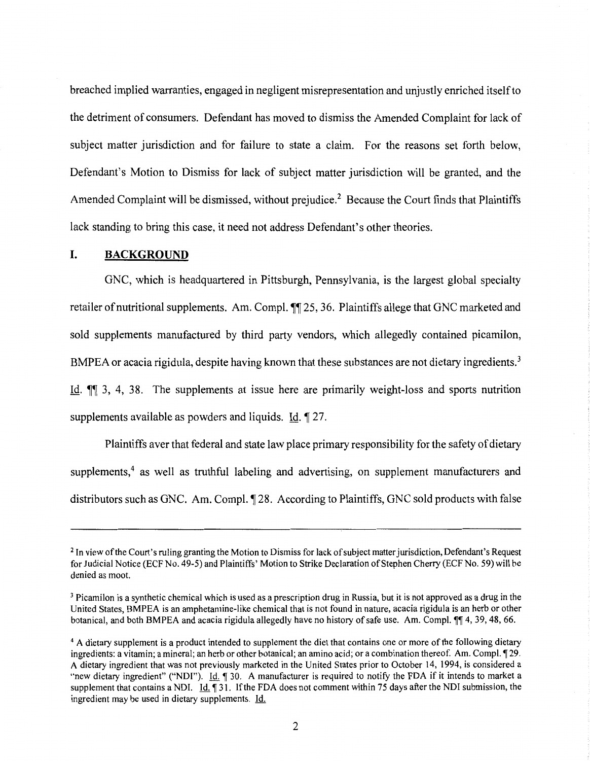breached implied warranties, engaged in negligent misrepresentation and unjustly enriched itself to the detriment of consumers. Defendant has moved to dismiss the Amended Complaint for lack of subject matter jurisdiction and for failure to state a claim. For the reasons set forth below, Defendant's Motion to Dismiss for lack of subject matter jurisdiction will be granted, and the Amended Complaint will be dismissed, without prejudice.[2] Because the Court finds that Plaintiffs lack standing to bring this case, it need not address Defendant's other theories.

## I. BACKGROUND

GNC, which is headquartered in Pittsburgh, Pennsylvania, is the largest global specialty retailer of nutritional supplements. Am. Compl. ¶¶ 25, 36. Plaintiffs allege that GNC marketed and sold supplements manufactured by third party vendors, which allegedly contained picamilon, BMPEA or acacia rigidula, despite having known that these substances are not dietary ingredients.[3] Id. ¶¶ 3, 4, 38. The supplements at issue here are primarily weight-loss and sports nutrition supplements available as powders and liquids. Id. ¶ 27.

Plaintiffs aver that federal and state law place primary responsibility for the safety of dietary supplements,[4] as well as truthful labeling and advertising, on supplement manufacturers and distributors such as GNC. Am. Compl. ¶ 28. According to Plaintiffs, GNC sold products with false

---

[2] In view of the Court's ruling granting the Motion to Dismiss for lack of subject matter jurisdiction, Defendant's Request for Judicial Notice (ECF No. 49-5) and Plaintiffs' Motion to Strike Declaration of Stephen Cherry (ECF No. 59) will be denied as moot.

[3] Picamilon is a synthetic chemical which is used as a prescription drug in Russia, but it is not approved as a drug in the United States, BMPEA is an amphetamine-like chemical that is not found in nature, acacia rigidula is an herb or other botanical, and both BMPEA and acacia rigidula allegedly have no history of safe use. Am. Compl. ¶¶ 4, 39, 48, 66.

[4] A dietary supplement is a product intended to supplement the diet that contains one or more of the following dietary ingredients: a vitamin; a mineral; an herb or other botanical; an amino acid; or a combination thereof. Am. Compl. ¶ 29. A dietary ingredient that was not previously marketed in the United States prior to October 14, 1994, is considered a "new dietary ingredient" ("NDI"). Id. ¶ 30. A manufacturer is required to notify the FDA if it intends to market a supplement that contains a NDI. Id. ¶ 31. If the FDA does not comment within 75 days after the NDI submission, the ingredient may be used in dietary supplements. Id.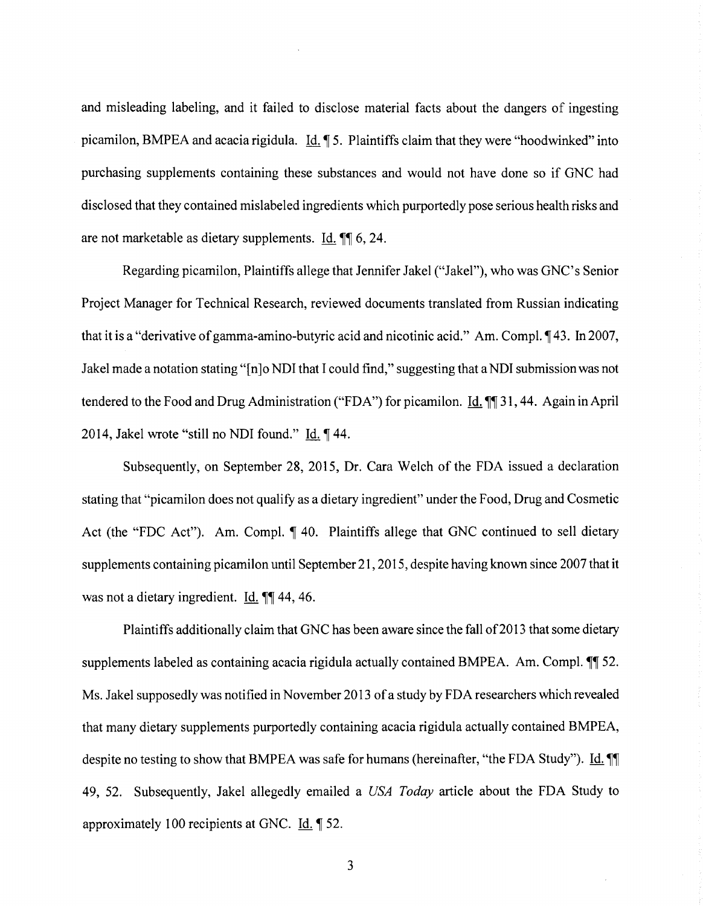and misleading labeling, and it failed to disclose material facts about the dangers of ingesting picamilon, BMPEA and acacia rigidula. Id. ¶ 5. Plaintiffs claim that they were "hoodwinked" into purchasing supplements containing these substances and would not have done so if GNC had disclosed that they contained mislabeled ingredients which purportedly pose serious health risks and are not marketable as dietary supplements. Id. ¶¶ 6, 24.

Regarding picamilon, Plaintiffs allege that Jennifer Jakel ("Jakel"), who was GNC's Senior Project Manager for Technical Research, reviewed documents translated from Russian indicating that it is a "derivative of gamma-amino-butyric acid and nicotinic acid." Am. Compl. ¶ 43. In 2007, Jakel made a notation stating "[n]o NDI that I could find," suggesting that a NDI submission was not tendered to the Food and Drug Administration ("FDA") for picamilon. Id. ¶¶ 31, 44. Again in April 2014, Jakel wrote "still no NDI found." Id. ¶ 44.

Subsequently, on September 28, 2015, Dr. Cara Welch of the FDA issued a declaration stating that "picamilon does not qualify as a dietary ingredient" under the Food, Drug and Cosmetic Act (the "FDC Act"). Am. Compl. ¶ 40. Plaintiffs allege that GNC continued to sell dietary supplements containing picamilon until September 21, 2015, despite having known since 2007 that it was not a dietary ingredient. Id. ¶¶ 44, 46.

Plaintiffs additionally claim that GNC has been aware since the fall of 2013 that some dietary supplements labeled as containing acacia rigidula actually contained BMPEA. Am. Compl. ¶¶ 52. Ms. Jakel supposedly was notified in November 2013 of a study by FDA researchers which revealed that many dietary supplements purportedly containing acacia rigidula actually contained BMPEA, despite no testing to show that BMPEA was safe for humans (hereinafter, "the FDA Study"). Id. ¶¶ 49, 52. Subsequently, Jakel allegedly emailed a *USA Today* article about the FDA Study to approximately 100 recipients at GNC. Id. ¶ 52.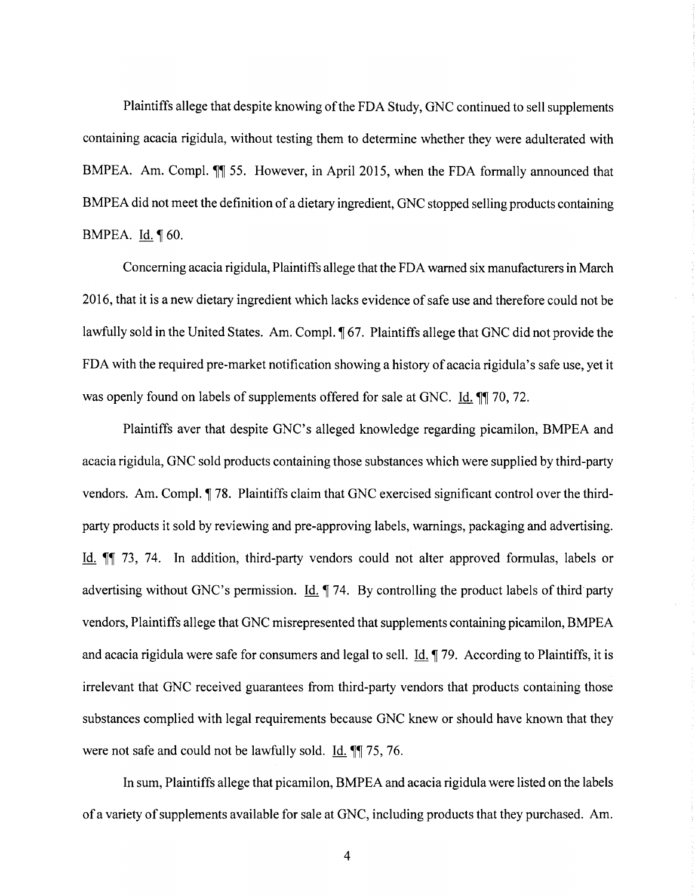Plaintiffs allege that despite knowing of the FDA Study, GNC continued to sell supplements containing acacia rigidula, without testing them to determine whether they were adulterated with BMPEA. Am. Compl. ¶¶ 55. However, in April 2015, when the FDA formally announced that BMPEA did not meet the definition of a dietary ingredient, GNC stopped selling products containing BMPEA. Id. ¶ 60.

Concerning acacia rigidula, Plaintiffs allege that the FDA warned six manufacturers in March 2016, that it is a new dietary ingredient which lacks evidence of safe use and therefore could not be lawfully sold in the United States. Am. Compl. ¶ 67. Plaintiffs allege that GNC did not provide the FDA with the required pre-market notification showing a history of acacia rigidula's safe use, yet it was openly found on labels of supplements offered for sale at GNC. Id. ¶¶ 70, 72.

Plaintiffs aver that despite GNC's alleged knowledge regarding picamilon, BMPEA and acacia rigidula, GNC sold products containing those substances which were supplied by third-party vendors. Am. Compl. ¶ 78. Plaintiffs claim that GNC exercised significant control over the third-party products it sold by reviewing and pre-approving labels, warnings, packaging and advertising. Id. ¶¶ 73, 74. In addition, third-party vendors could not alter approved formulas, labels or advertising without GNC's permission. Id. ¶ 74. By controlling the product labels of third party vendors, Plaintiffs allege that GNC misrepresented that supplements containing picamilon, BMPEA and acacia rigidula were safe for consumers and legal to sell. Id. ¶ 79. According to Plaintiffs, it is irrelevant that GNC received guarantees from third-party vendors that products containing those substances complied with legal requirements because GNC knew or should have known that they were not safe and could not be lawfully sold. Id. ¶¶ 75, 76.

In sum, Plaintiffs allege that picamilon, BMPEA and acacia rigidula were listed on the labels of a variety of supplements available for sale at GNC, including products that they purchased. Am.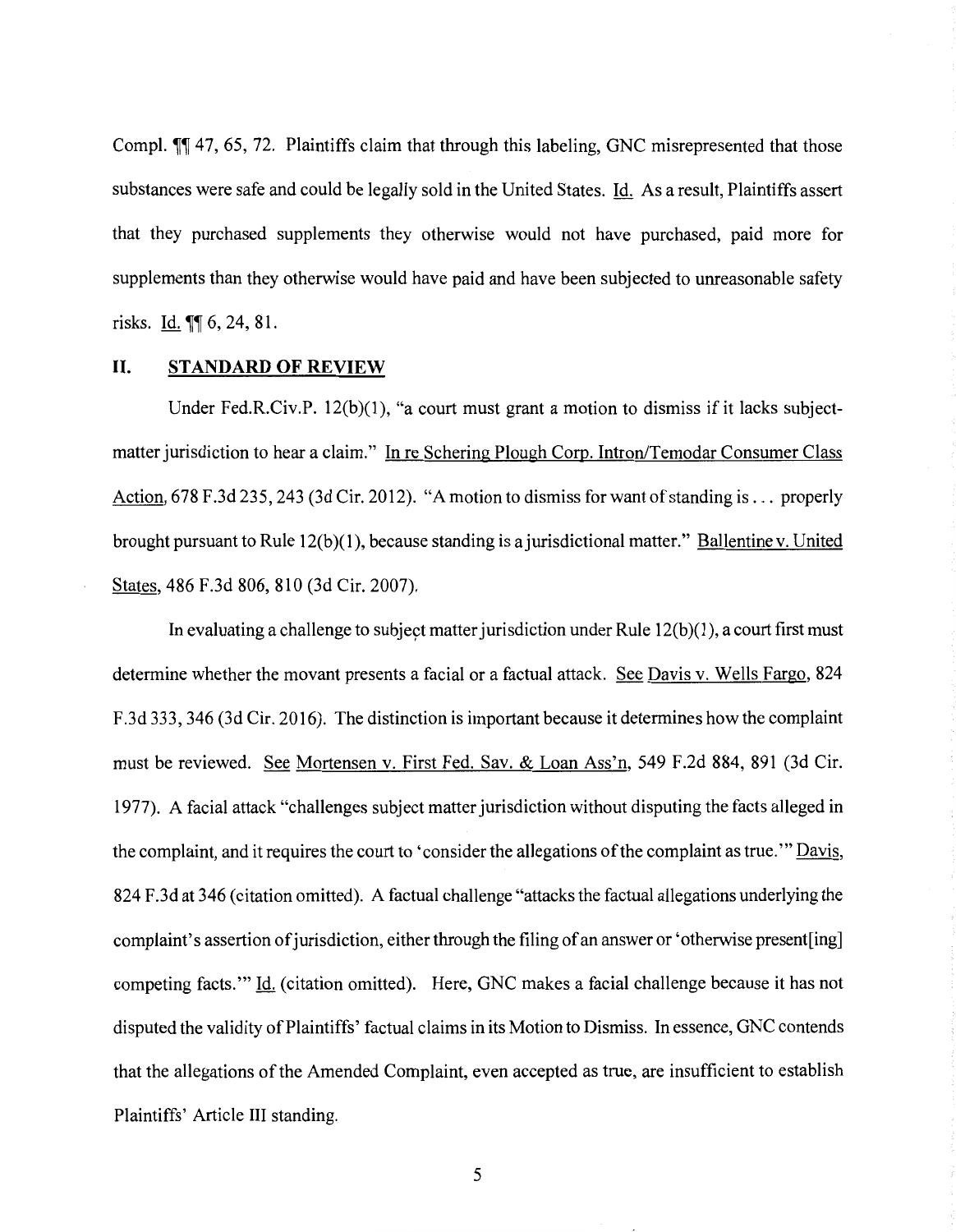Compl. ¶¶ 47, 65, 72. Plaintiffs claim that through this labeling, GNC misrepresented that those substances were safe and could be legally sold in the United States. Id. As a result, Plaintiffs assert that they purchased supplements they otherwise would not have purchased, paid more for supplements than they otherwise would have paid and have been subjected to unreasonable safety risks. Id. ¶¶ 6, 24, 81.

## II. STANDARD OF REVIEW

Under Fed.R.Civ.P. 12(b)(1), "a court must grant a motion to dismiss if it lacks subject-matter jurisdiction to hear a claim." In re Schering Plough Corp. Intron/Temodar Consumer Class Action, 678 F.3d 235, 243 (3d Cir. 2012). "A motion to dismiss for want of standing is . . . properly brought pursuant to Rule 12(b)(1), because standing is a jurisdictional matter." Ballentine v. United States, 486 F.3d 806, 810 (3d Cir. 2007).

In evaluating a challenge to subject matter jurisdiction under Rule 12(b)(1), a court first must determine whether the movant presents a facial or a factual attack. See Davis v. Wells Fargo, 824 F.3d 333, 346 (3d Cir. 2016). The distinction is important because it determines how the complaint must be reviewed. See Mortensen v. First Fed. Sav. & Loan Ass'n, 549 F.2d 884, 891 (3d Cir. 1977). A facial attack "challenges subject matter jurisdiction without disputing the facts alleged in the complaint, and it requires the court to 'consider the allegations of the complaint as true.'" Davis, 824 F.3d at 346 (citation omitted). A factual challenge "attacks the factual allegations underlying the complaint's assertion of jurisdiction, either through the filing of an answer or 'otherwise present[ing] competing facts.'" Id. (citation omitted). Here, GNC makes a facial challenge because it has not disputed the validity of Plaintiffs' factual claims in its Motion to Dismiss. In essence, GNC contends that the allegations of the Amended Complaint, even accepted as true, are insufficient to establish Plaintiffs' Article III standing.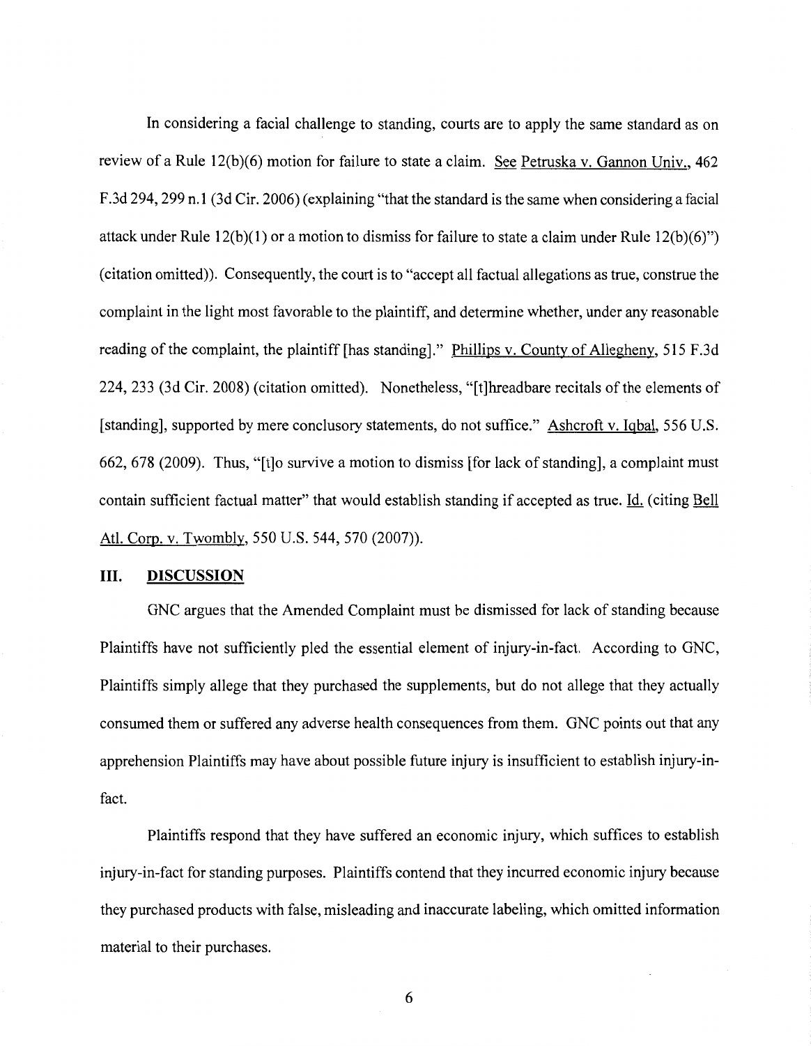In considering a facial challenge to standing, courts are to apply the same standard as on review of a Rule 12(b)(6) motion for failure to state a claim. See Petruska v. Gannon Univ., 462 F.3d 294, 299 n.1 (3d Cir. 2006) (explaining "that the standard is the same when considering a facial attack under Rule 12(b)(1) or a motion to dismiss for failure to state a claim under Rule 12(b)(6)") (citation omitted)). Consequently, the court is to "accept all factual allegations as true, construe the complaint in the light most favorable to the plaintiff, and determine whether, under any reasonable reading of the complaint, the plaintiff [has standing]." Phillips v. County of Allegheny, 515 F.3d 224, 233 (3d Cir. 2008) (citation omitted). Nonetheless, "[t]hreadbare recitals of the elements of [standing], supported by mere conclusory statements, do not suffice." Ashcroft v. Iqbal, 556 U.S. 662, 678 (2009). Thus, "[t]o survive a motion to dismiss [for lack of standing], a complaint must contain sufficient factual matter" that would establish standing if accepted as true. Id. (citing Bell Atl. Corp. v. Twombly, 550 U.S. 544, 570 (2007)).

## III. DISCUSSION

GNC argues that the Amended Complaint must be dismissed for lack of standing because Plaintiffs have not sufficiently pled the essential element of injury-in-fact. According to GNC, Plaintiffs simply allege that they purchased the supplements, but do not allege that they actually consumed them or suffered any adverse health consequences from them. GNC points out that any apprehension Plaintiffs may have about possible future injury is insufficient to establish injury-in-fact.

Plaintiffs respond that they have suffered an economic injury, which suffices to establish injury-in-fact for standing purposes. Plaintiffs contend that they incurred economic injury because they purchased products with false, misleading and inaccurate labeling, which omitted information material to their purchases.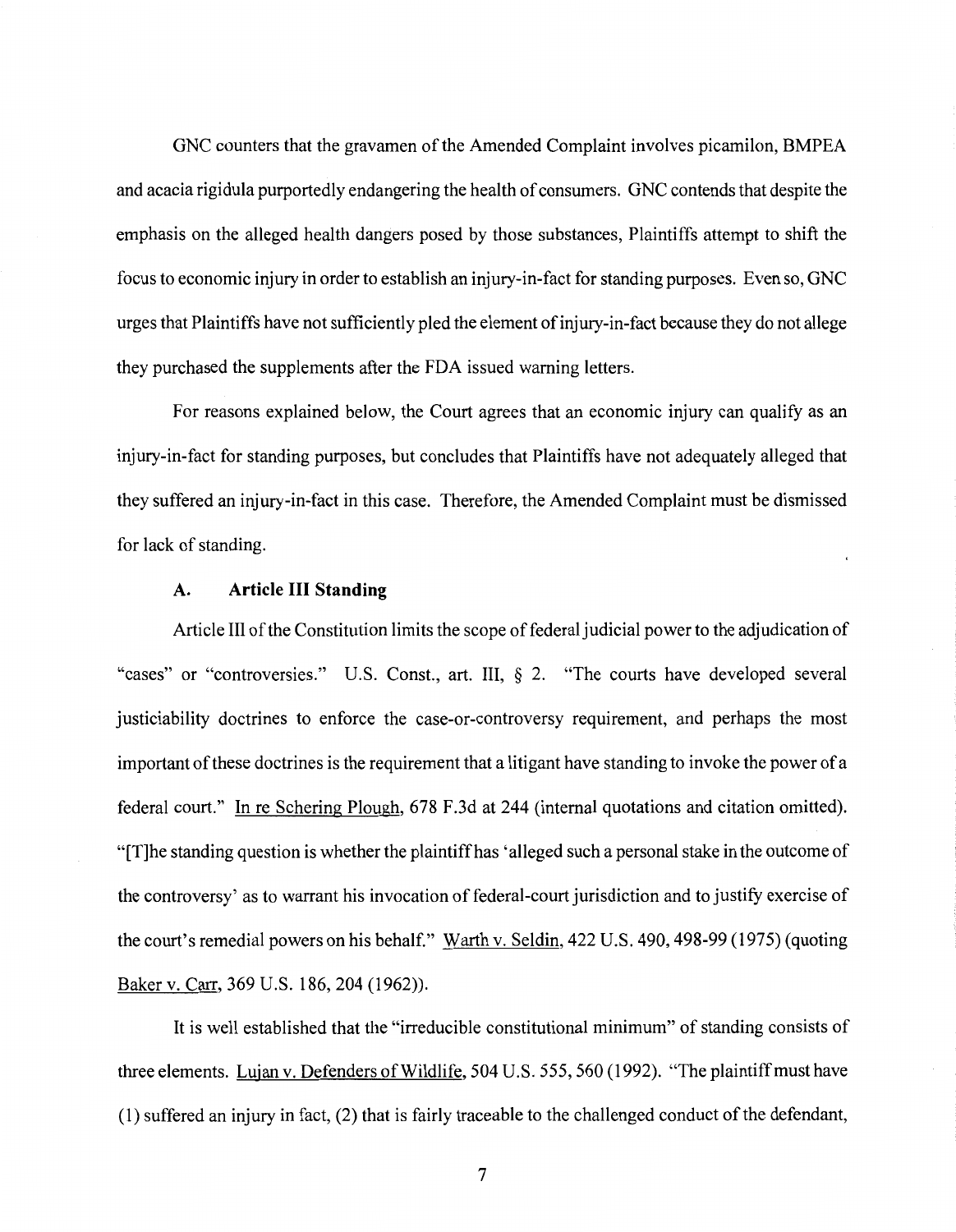GNC counters that the gravamen of the Amended Complaint involves picamilon, BMPEA and acacia rigidula purportedly endangering the health of consumers. GNC contends that despite the emphasis on the alleged health dangers posed by those substances, Plaintiffs attempt to shift the focus to economic injury in order to establish an injury-in-fact for standing purposes. Even so, GNC urges that Plaintiffs have not sufficiently pled the element of injury-in-fact because they do not allege they purchased the supplements after the FDA issued warning letters.

For reasons explained below, the Court agrees that an economic injury can qualify as an injury-in-fact for standing purposes, but concludes that Plaintiffs have not adequately alleged that they suffered an injury-in-fact in this case. Therefore, the Amended Complaint must be dismissed for lack of standing.

### A. Article III Standing

Article III of the Constitution limits the scope of federal judicial power to the adjudication of "cases" or "controversies." U.S. Const., art. III, § 2. "The courts have developed several justiciability doctrines to enforce the case-or-controversy requirement, and perhaps the most important of these doctrines is the requirement that a litigant have standing to invoke the power of a federal court." In re Schering Plough, 678 F.3d at 244 (internal quotations and citation omitted). "[T]he standing question is whether the plaintiff has 'alleged such a personal stake in the outcome of the controversy' as to warrant his invocation of federal-court jurisdiction and to justify exercise of the court's remedial powers on his behalf." Warth v. Seldin, 422 U.S. 490, 498-99 (1975) (quoting Baker v. Carr, 369 U.S. 186, 204 (1962)).

It is well established that the "irreducible constitutional minimum" of standing consists of three elements. Lujan v. Defenders of Wildlife, 504 U.S. 555, 560 (1992). "The plaintiff must have (1) suffered an injury in fact, (2) that is fairly traceable to the challenged conduct of the defendant,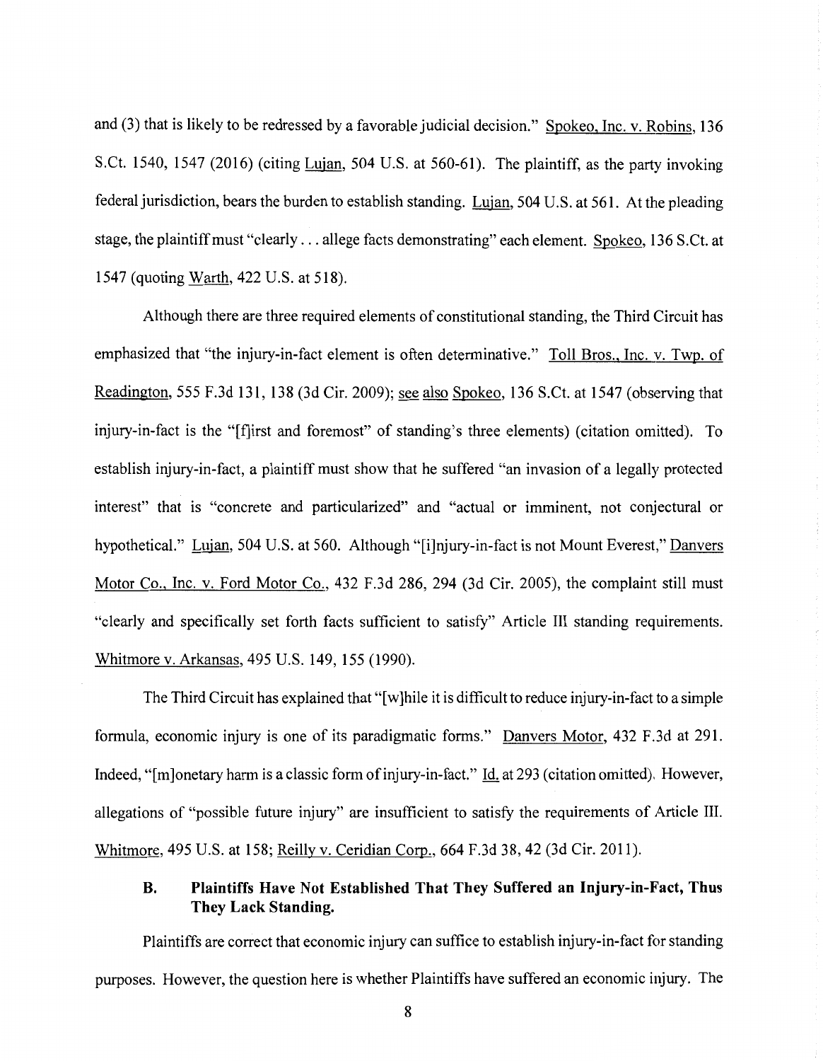and (3) that is likely to be redressed by a favorable judicial decision." Spokeo, Inc. v. Robins, 136 S.Ct. 1540, 1547 (2016) (citing Lujan, 504 U.S. at 560-61). The plaintiff, as the party invoking federal jurisdiction, bears the burden to establish standing. Lujan, 504 U.S. at 561. At the pleading stage, the plaintiff must "clearly . . . allege facts demonstrating" each element. Spokeo, 136 S.Ct. at 1547 (quoting Warth, 422 U.S. at 518).

Although there are three required elements of constitutional standing, the Third Circuit has emphasized that "the injury-in-fact element is often determinative." Toll Bros., Inc. v. Twp. of Readington, 555 F.3d 131, 138 (3d Cir. 2009); see also Spokeo, 136 S.Ct. at 1547 (observing that injury-in-fact is the "[f]irst and foremost" of standing's three elements) (citation omitted). To establish injury-in-fact, a plaintiff must show that he suffered "an invasion of a legally protected interest" that is "concrete and particularized" and "actual or imminent, not conjectural or hypothetical." Lujan, 504 U.S. at 560. Although "[i]njury-in-fact is not Mount Everest," Danvers Motor Co., Inc. v. Ford Motor Co., 432 F.3d 286, 294 (3d Cir. 2005), the complaint still must "clearly and specifically set forth facts sufficient to satisfy" Article III standing requirements. Whitmore v. Arkansas, 495 U.S. 149, 155 (1990).

The Third Circuit has explained that "[w]hile it is difficult to reduce injury-in-fact to a simple formula, economic injury is one of its paradigmatic forms." Danvers Motor, 432 F.3d at 291. Indeed, "[m]onetary harm is a classic form of injury-in-fact." Id. at 293 (citation omitted). However, allegations of "possible future injury" are insufficient to satisfy the requirements of Article III. Whitmore, 495 U.S. at 158; Reilly v. Ceridian Corp., 664 F.3d 38, 42 (3d Cir. 2011).

### B. Plaintiffs Have Not Established That They Suffered an Injury-in-Fact, Thus They Lack Standing.

Plaintiffs are correct that economic injury can suffice to establish injury-in-fact for standing purposes. However, the question here is whether Plaintiffs have suffered an economic injury. The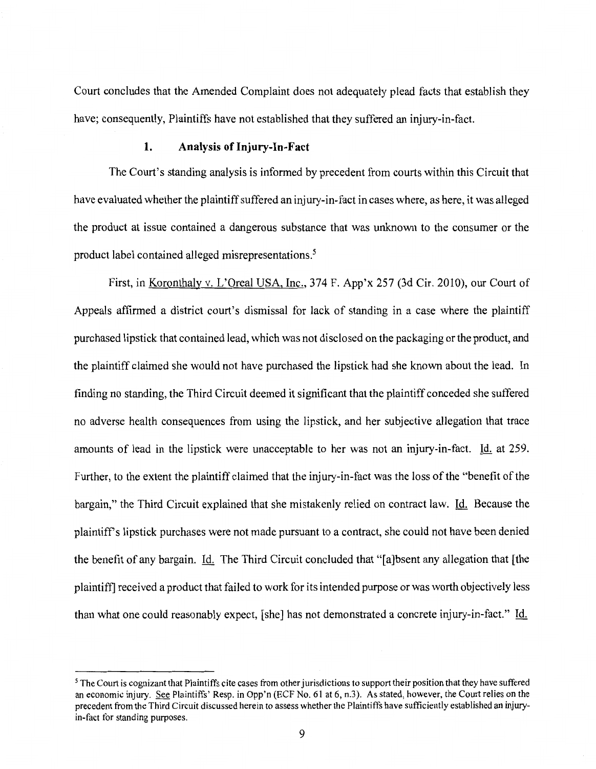Court concludes that the Amended Complaint does not adequately plead facts that establish they have; consequently, Plaintiffs have not established that they suffered an injury-in-fact.

### 1. Analysis of Injury-In-Fact

The Court's standing analysis is informed by precedent from courts within this Circuit that have evaluated whether the plaintiff suffered an injury-in-fact in cases where, as here, it was alleged the product at issue contained a dangerous substance that was unknown to the consumer or the product label contained alleged misrepresentations.[5]

First, in Koronthaly v. L'Oreal USA, Inc., 374 F. App'x 257 (3d Cir. 2010), our Court of Appeals affirmed a district court's dismissal for lack of standing in a case where the plaintiff purchased lipstick that contained lead, which was not disclosed on the packaging or the product, and the plaintiff claimed she would not have purchased the lipstick had she known about the lead. In finding no standing, the Third Circuit deemed it significant that the plaintiff conceded she suffered no adverse health consequences from using the lipstick, and her subjective allegation that trace amounts of lead in the lipstick were unacceptable to her was not an injury-in-fact. Id. at 259. Further, to the extent the plaintiff claimed that the injury-in-fact was the loss of the "benefit of the bargain," the Third Circuit explained that she mistakenly relied on contract law. Id. Because the plaintiff's lipstick purchases were not made pursuant to a contract, she could not have been denied the benefit of any bargain. Id. The Third Circuit concluded that "[a]bsent any allegation that [the plaintiff] received a product that failed to work for its intended purpose or was worth objectively less than what one could reasonably expect, [she] has not demonstrated a concrete injury-in-fact." Id.

---

[5] The Court is cognizant that Plaintiffs cite cases from other jurisdictions to support their position that they have suffered an economic injury. See Plaintiffs' Resp. in Opp'n (ECF No. 61 at 6, n.3). As stated, however, the Court relies on the precedent from the Third Circuit discussed herein to assess whether the Plaintiffs have sufficiently established an injury-in-fact for standing purposes.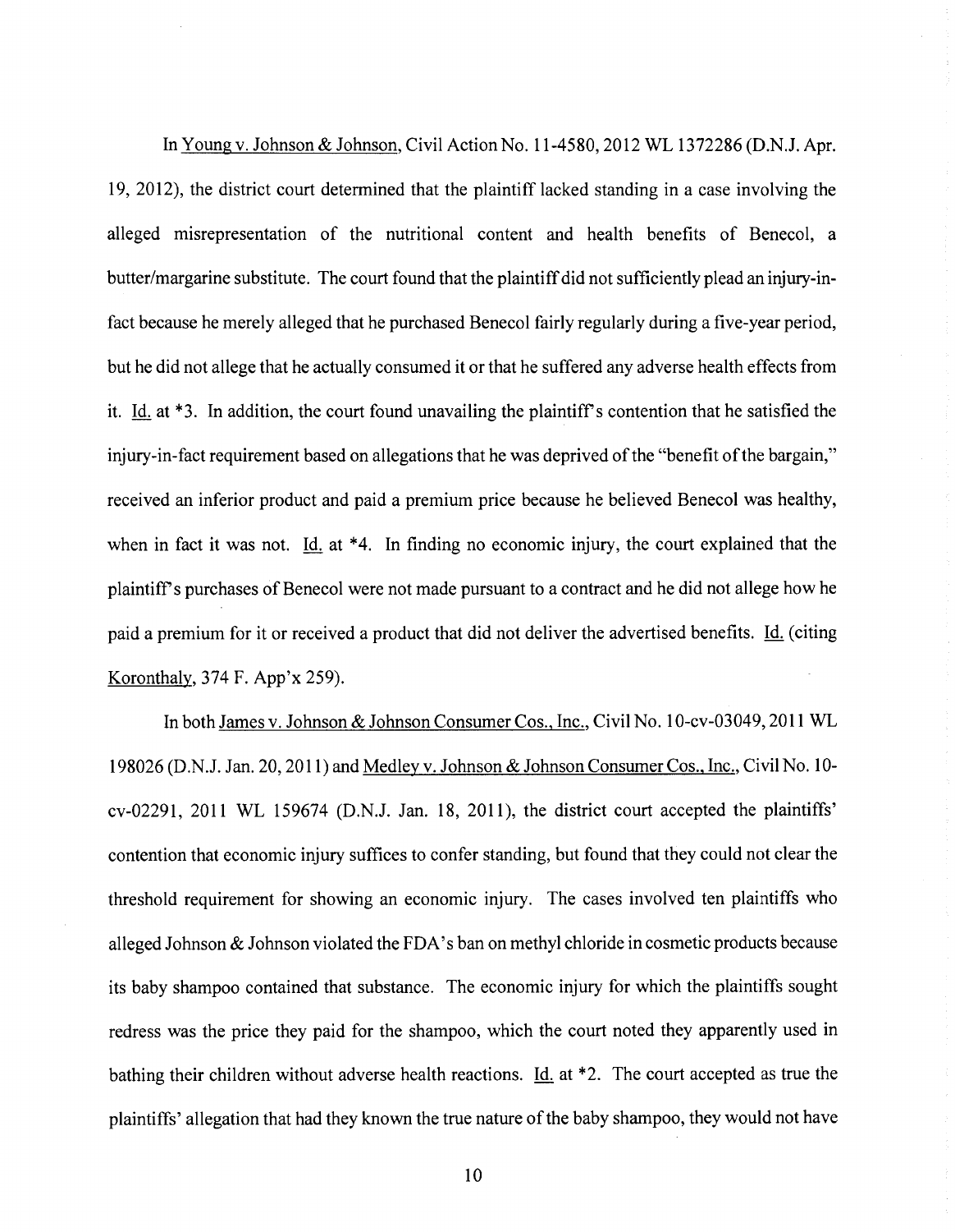In Young v. Johnson & Johnson, Civil Action No. 11-4580, 2012 WL 1372286 (D.N.J. Apr. 19, 2012), the district court determined that the plaintiff lacked standing in a case involving the alleged misrepresentation of the nutritional content and health benefits of Benecol, a butter/margarine substitute. The court found that the plaintiff did not sufficiently plead an injury-in-fact because he merely alleged that he purchased Benecol fairly regularly during a five-year period, but he did not allege that he actually consumed it or that he suffered any adverse health effects from it. Id. at *3. In addition, the court found unavailing the plaintiff's contention that he satisfied the injury-in-fact requirement based on allegations that he was deprived of the "benefit of the bargain," received an inferior product and paid a premium price because he believed Benecol was healthy, when in fact it was not. Id. at *4. In finding no economic injury, the court explained that the plaintiff's purchases of Benecol were not made pursuant to a contract and he did not allege how he paid a premium for it or received a product that did not deliver the advertised benefits. Id. (citing Koronthaly, 374 F. App'x 259).

In both James v. Johnson & Johnson Consumer Cos., Inc., Civil No. 10-cv-03049, 2011 WL 198026 (D.N.J. Jan. 20, 2011) and Medley v. Johnson & Johnson Consumer Cos., Inc., Civil No. 10-cv-02291, 2011 WL 159674 (D.N.J. Jan. 18, 2011), the district court accepted the plaintiffs' contention that economic injury suffices to confer standing, but found that they could not clear the threshold requirement for showing an economic injury. The cases involved ten plaintiffs who alleged Johnson & Johnson violated the FDA's ban on methyl chloride in cosmetic products because its baby shampoo contained that substance. The economic injury for which the plaintiffs sought redress was the price they paid for the shampoo, which the court noted they apparently used in bathing their children without adverse health reactions. Id. at *2. The court accepted as true the plaintiffs' allegation that had they known the true nature of the baby shampoo, they would not have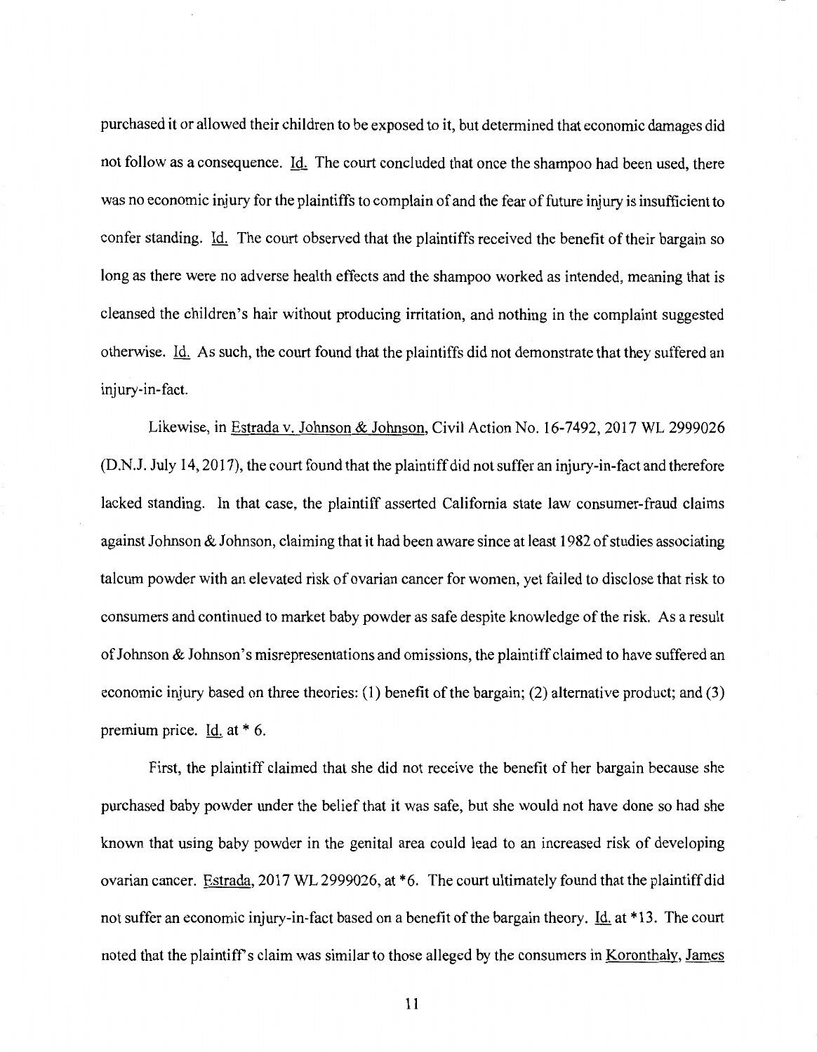purchased it or allowed their children to be exposed to it, but determined that economic damages did not follow as a consequence. Id. The court concluded that once the shampoo had been used, there was no economic injury for the plaintiffs to complain of and the fear of future injury is insufficient to confer standing. Id. The court observed that the plaintiffs received the benefit of their bargain so long as there were no adverse health effects and the shampoo worked as intended, meaning that is cleansed the children's hair without producing irritation, and nothing in the complaint suggested otherwise. Id. As such, the court found that the plaintiffs did not demonstrate that they suffered an injury-in-fact.

Likewise, in Estrada v. Johnson & Johnson, Civil Action No. 16-7492, 2017 WL 2999026 (D.N.J. July 14, 2017), the court found that the plaintiff did not suffer an injury-in-fact and therefore lacked standing. In that case, the plaintiff asserted California state law consumer-fraud claims against Johnson & Johnson, claiming that it had been aware since at least 1982 of studies associating talcum powder with an elevated risk of ovarian cancer for women, yet failed to disclose that risk to consumers and continued to market baby powder as safe despite knowledge of the risk. As a result of Johnson & Johnson's misrepresentations and omissions, the plaintiff claimed to have suffered an economic injury based on three theories: (1) benefit of the bargain; (2) alternative product; and (3) premium price. Id. at * 6.

First, the plaintiff claimed that she did not receive the benefit of her bargain because she purchased baby powder under the belief that it was safe, but she would not have done so had she known that using baby powder in the genital area could lead to an increased risk of developing ovarian cancer. Estrada, 2017 WL 2999026, at *6. The court ultimately found that the plaintiff did not suffer an economic injury-in-fact based on a benefit of the bargain theory. Id. at *13. The court noted that the plaintiff's claim was similar to those alleged by the consumers in Koronthaly, James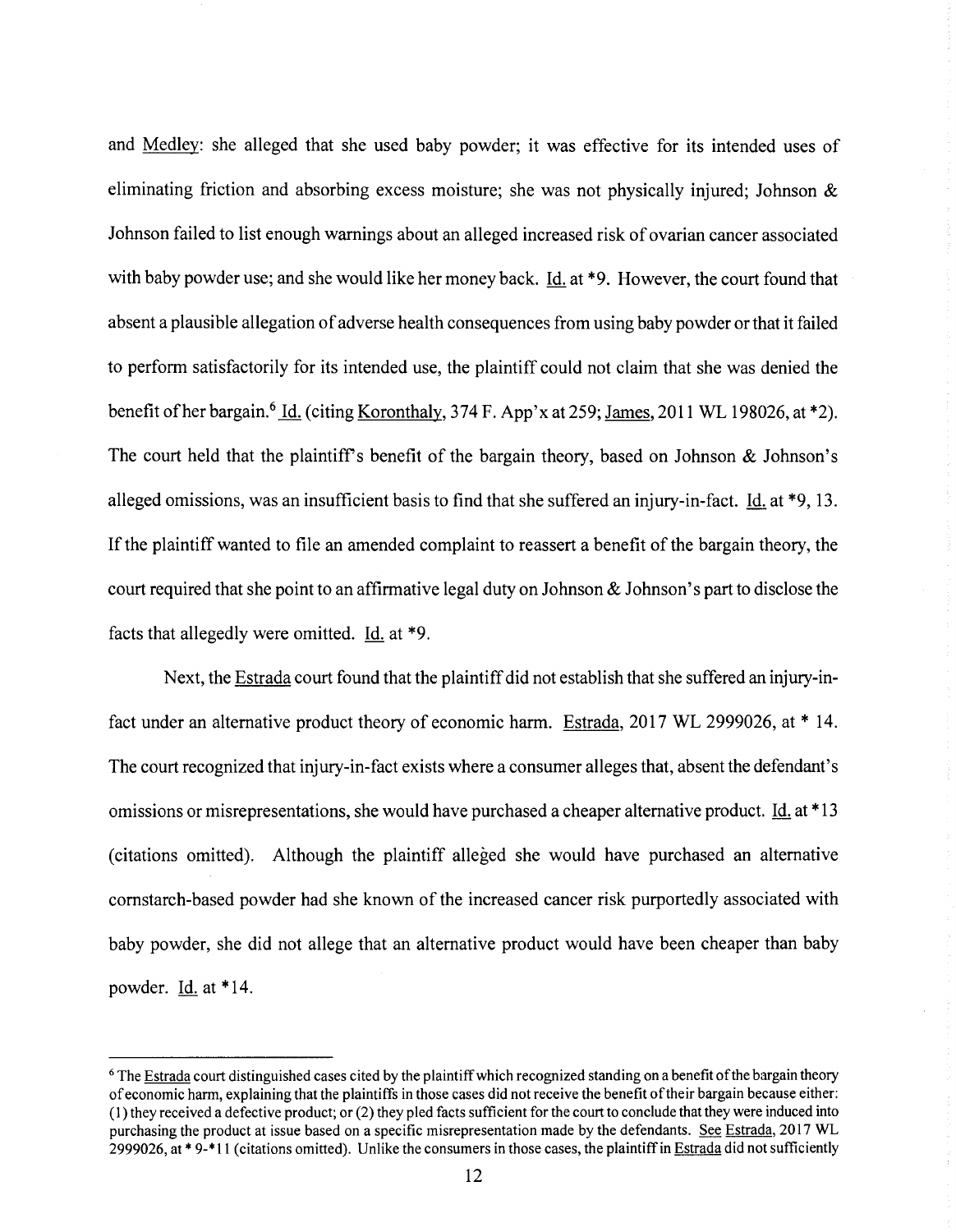and Medley: she alleged that she used baby powder; it was effective for its intended uses of eliminating friction and absorbing excess moisture; she was not physically injured; Johnson & Johnson failed to list enough warnings about an alleged increased risk of ovarian cancer associated with baby powder use; and she would like her money back. Id. at *9. However, the court found that absent a plausible allegation of adverse health consequences from using baby powder or that it failed to perform satisfactorily for its intended use, the plaintiff could not claim that she was denied the benefit of her bargain.[6] Id. (citing Koronthaly, 374 F. App'x at 259; James, 2011 WL 198026, at *2). The court held that the plaintiff's benefit of the bargain theory, based on Johnson & Johnson's alleged omissions, was an insufficient basis to find that she suffered an injury-in-fact. Id. at *9, 13. If the plaintiff wanted to file an amended complaint to reassert a benefit of the bargain theory, the court required that she point to an affirmative legal duty on Johnson & Johnson's part to disclose the facts that allegedly were omitted. Id. at *9.

Next, the Estrada court found that the plaintiff did not establish that she suffered an injury-in-fact under an alternative product theory of economic harm. Estrada, 2017 WL 2999026, at * 14. The court recognized that injury-in-fact exists where a consumer alleges that, absent the defendant's omissions or misrepresentations, she would have purchased a cheaper alternative product. Id. at *13 (citations omitted). Although the plaintiff alleged she would have purchased an alternative cornstarch-based powder had she known of the increased cancer risk purportedly associated with baby powder, she did not allege that an alternative product would have been cheaper than baby powder. Id. at *14.

[6] The Estrada court distinguished cases cited by the plaintiff which recognized standing on a benefit of the bargain theory of economic harm, explaining that the plaintiffs in those cases did not receive the benefit of their bargain because either: (1) they received a defective product; or (2) they pled facts sufficient for the court to conclude that they were induced into purchasing the product at issue based on a specific misrepresentation made by the defendants. See Estrada, 2017 WL 2999026, at * 9-*11 (citations omitted). Unlike the consumers in those cases, the plaintiff in Estrada did not sufficiently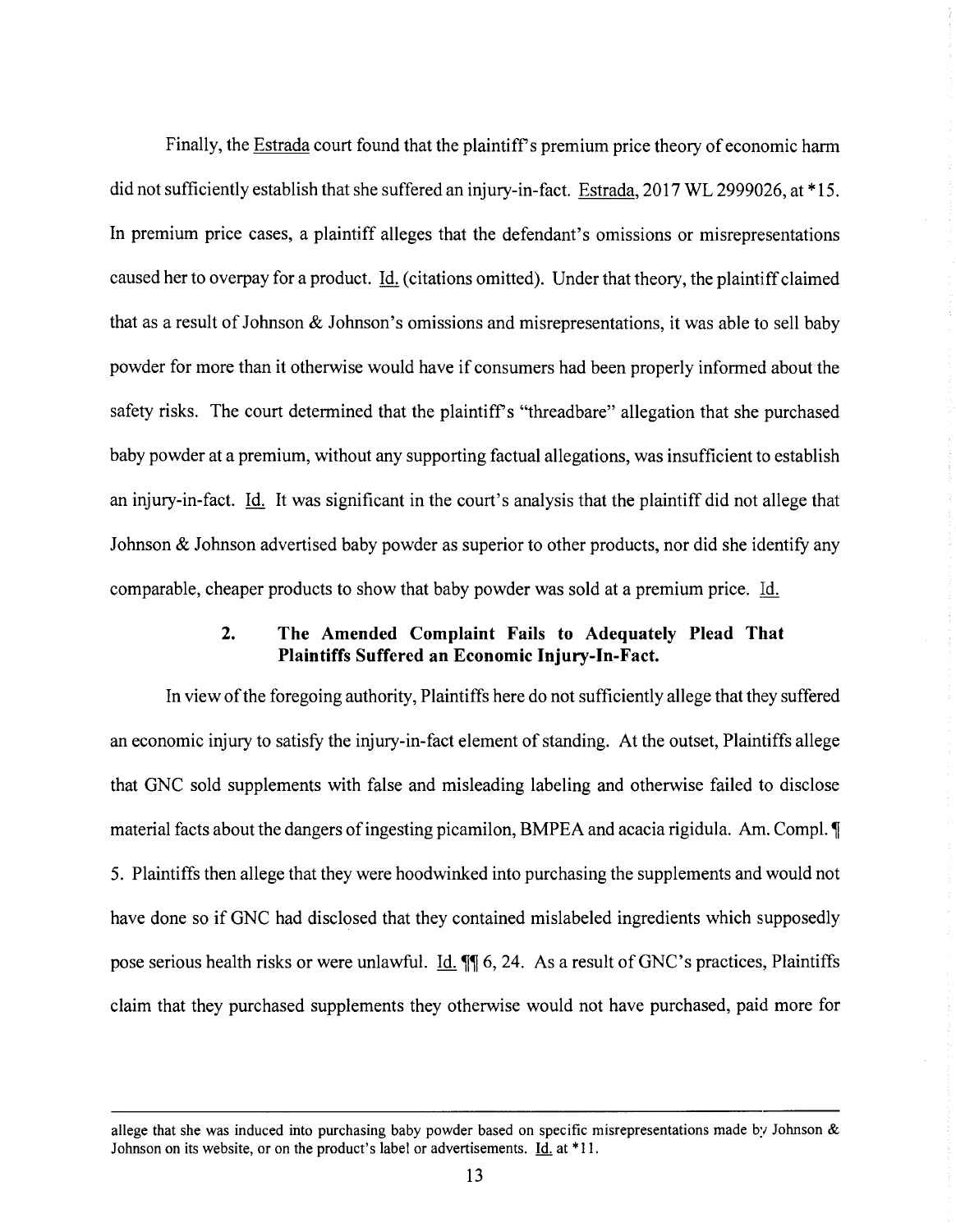Finally, the Estrada court found that the plaintiff's premium price theory of economic harm did not sufficiently establish that she suffered an injury-in-fact. Estrada, 2017 WL 2999026, at *15. In premium price cases, a plaintiff alleges that the defendant's omissions or misrepresentations caused her to overpay for a product. Id. (citations omitted). Under that theory, the plaintiff claimed that as a result of Johnson & Johnson's omissions and misrepresentations, it was able to sell baby powder for more than it otherwise would have if consumers had been properly informed about the safety risks. The court determined that the plaintiff's "threadbare" allegation that she purchased baby powder at a premium, without any supporting factual allegations, was insufficient to establish an injury-in-fact. Id. It was significant in the court's analysis that the plaintiff did not allege that Johnson & Johnson advertised baby powder as superior to other products, nor did she identify any comparable, cheaper products to show that baby powder was sold at a premium price. Id.

### 2. The Amended Complaint Fails to Adequately Plead That Plaintiffs Suffered an Economic Injury-In-Fact.

In view of the foregoing authority, Plaintiffs here do not sufficiently allege that they suffered an economic injury to satisfy the injury-in-fact element of standing. At the outset, Plaintiffs allege that GNC sold supplements with false and misleading labeling and otherwise failed to disclose material facts about the dangers of ingesting picamilon, BMPEA and acacia rigidula. Am. Compl. ¶ 5. Plaintiffs then allege that they were hoodwinked into purchasing the supplements and would not have done so if GNC had disclosed that they contained mislabeled ingredients which supposedly pose serious health risks or were unlawful. Id. ¶¶ 6, 24. As a result of GNC's practices, Plaintiffs claim that they purchased supplements they otherwise would not have purchased, paid more for

---

allege that she was induced into purchasing baby powder based on specific misrepresentations made by Johnson & Johnson on its website, or on the product's label or advertisements. Id. at *11.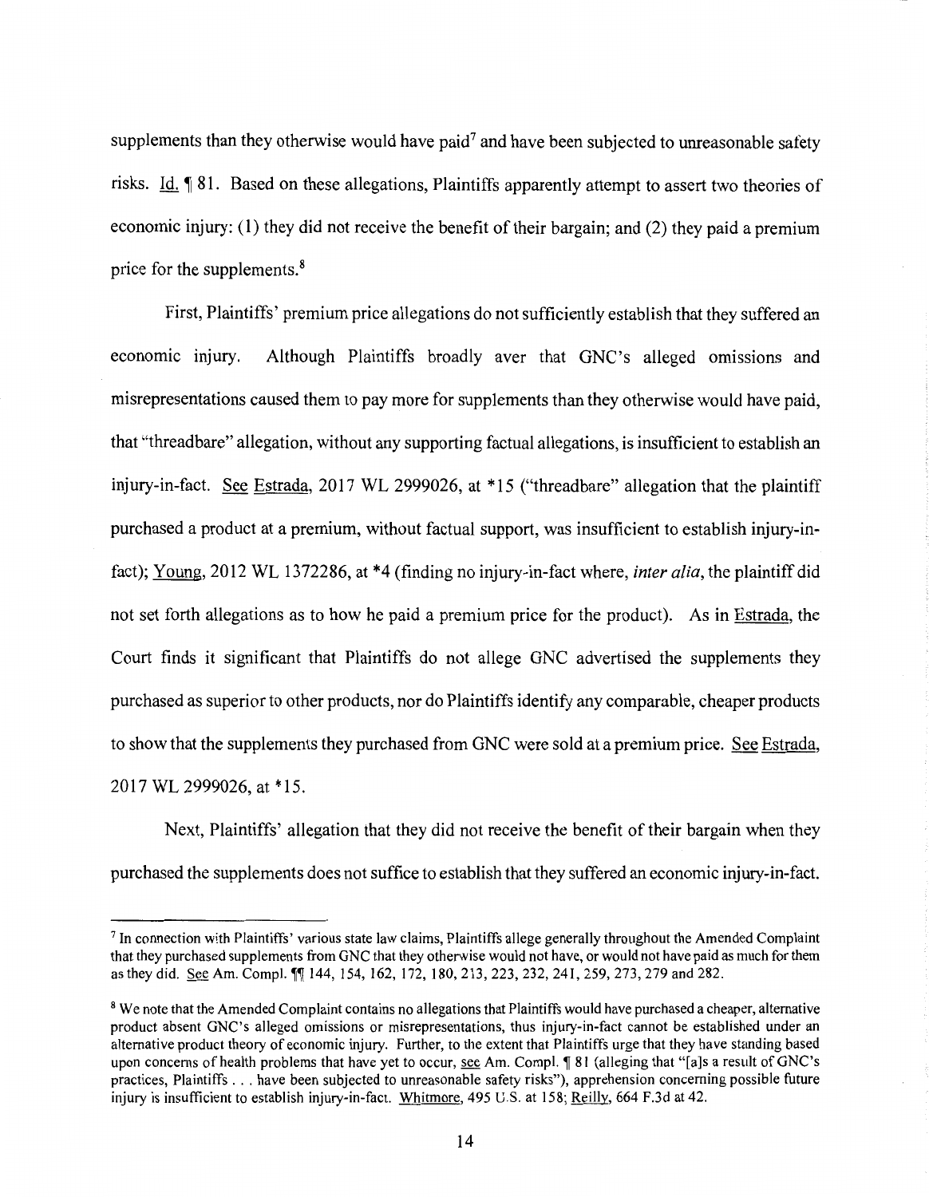supplements than they otherwise would have paid[7] and have been subjected to unreasonable safety risks. Id. ¶ 81. Based on these allegations, Plaintiffs apparently attempt to assert two theories of economic injury: (1) they did not receive the benefit of their bargain; and (2) they paid a premium price for the supplements.[8]

First, Plaintiffs' premium price allegations do not sufficiently establish that they suffered an economic injury. Although Plaintiffs broadly aver that GNC's alleged omissions and misrepresentations caused them to pay more for supplements than they otherwise would have paid, that "threadbare" allegation, without any supporting factual allegations, is insufficient to establish an injury-in-fact. See Estrada, 2017 WL 2999026, at *15 ("threadbare" allegation that the plaintiff purchased a product at a premium, without factual support, was insufficient to establish injury-in-fact); Young, 2012 WL 1372286, at *4 (finding no injury-in-fact where, *inter alia*, the plaintiff did not set forth allegations as to how he paid a premium price for the product). As in Estrada, the Court finds it significant that Plaintiffs do not allege GNC advertised the supplements they purchased as superior to other products, nor do Plaintiffs identify any comparable, cheaper products to show that the supplements they purchased from GNC were sold at a premium price. See Estrada, 2017 WL 2999026, at *15.

Next, Plaintiffs' allegation that they did not receive the benefit of their bargain when they purchased the supplements does not suffice to establish that they suffered an economic injury-in-fact.

---

[7] In connection with Plaintiffs' various state law claims, Plaintiffs allege generally throughout the Amended Complaint that they purchased supplements from GNC that they otherwise would not have, or would not have paid as much for them as they did. See Am. Compl. ¶¶ 144, 154, 162, 172, 180, 213, 223, 232, 241, 259, 273, 279 and 282.

[8] We note that the Amended Complaint contains no allegations that Plaintiffs would have purchased a cheaper, alternative product absent GNC's alleged omissions or misrepresentations, thus injury-in-fact cannot be established under an alternative product theory of economic injury. Further, to the extent that Plaintiffs urge that they have standing based upon concerns of health problems that have yet to occur, see Am. Compl. ¶ 81 (alleging that "[a]s a result of GNC's practices, Plaintiffs . . . have been subjected to unreasonable safety risks"), apprehension concerning possible future injury is insufficient to establish injury-in-fact. Whitmore, 495 U.S. at 158; Reilly, 664 F.3d at 42.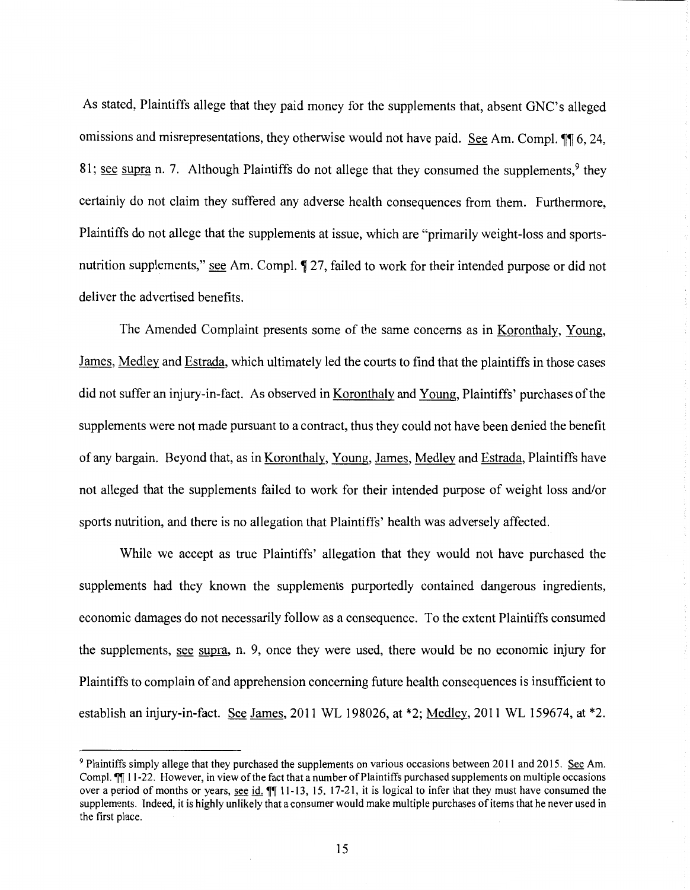As stated, Plaintiffs allege that they paid money for the supplements that, absent GNC's alleged omissions and misrepresentations, they otherwise would not have paid. See Am. Compl. ¶¶ 6, 24, 81; see supra n. 7. Although Plaintiffs do not allege that they consumed the supplements,[9] they certainly do not claim they suffered any adverse health consequences from them. Furthermore, Plaintiffs do not allege that the supplements at issue, which are "primarily weight-loss and sports-nutrition supplements," see Am. Compl. ¶ 27, failed to work for their intended purpose or did not deliver the advertised benefits.

The Amended Complaint presents some of the same concerns as in Koronthaly, Young, James, Medley and Estrada, which ultimately led the courts to find that the plaintiffs in those cases did not suffer an injury-in-fact. As observed in Koronthaly and Young, Plaintiffs' purchases of the supplements were not made pursuant to a contract, thus they could not have been denied the benefit of any bargain. Beyond that, as in Koronthaly, Young, James, Medley and Estrada, Plaintiffs have not alleged that the supplements failed to work for their intended purpose of weight loss and/or sports nutrition, and there is no allegation that Plaintiffs' health was adversely affected.

While we accept as true Plaintiffs' allegation that they would not have purchased the supplements had they known the supplements purportedly contained dangerous ingredients, economic damages do not necessarily follow as a consequence. To the extent Plaintiffs consumed the supplements, see supra, n. 9, once they were used, there would be no economic injury for Plaintiffs to complain of and apprehension concerning future health consequences is insufficient to establish an injury-in-fact. See James, 2011 WL 198026, at *2; Medley, 2011 WL 159674, at *2.

---

[9] Plaintiffs simply allege that they purchased the supplements on various occasions between 2011 and 2015. See Am. Compl. ¶¶ 11-22. However, in view of the fact that a number of Plaintiffs purchased supplements on multiple occasions over a period of months or years, see id. ¶¶ 11-13, 15, 17-21, it is logical to infer that they must have consumed the supplements. Indeed, it is highly unlikely that a consumer would make multiple purchases of items that he never used in the first place.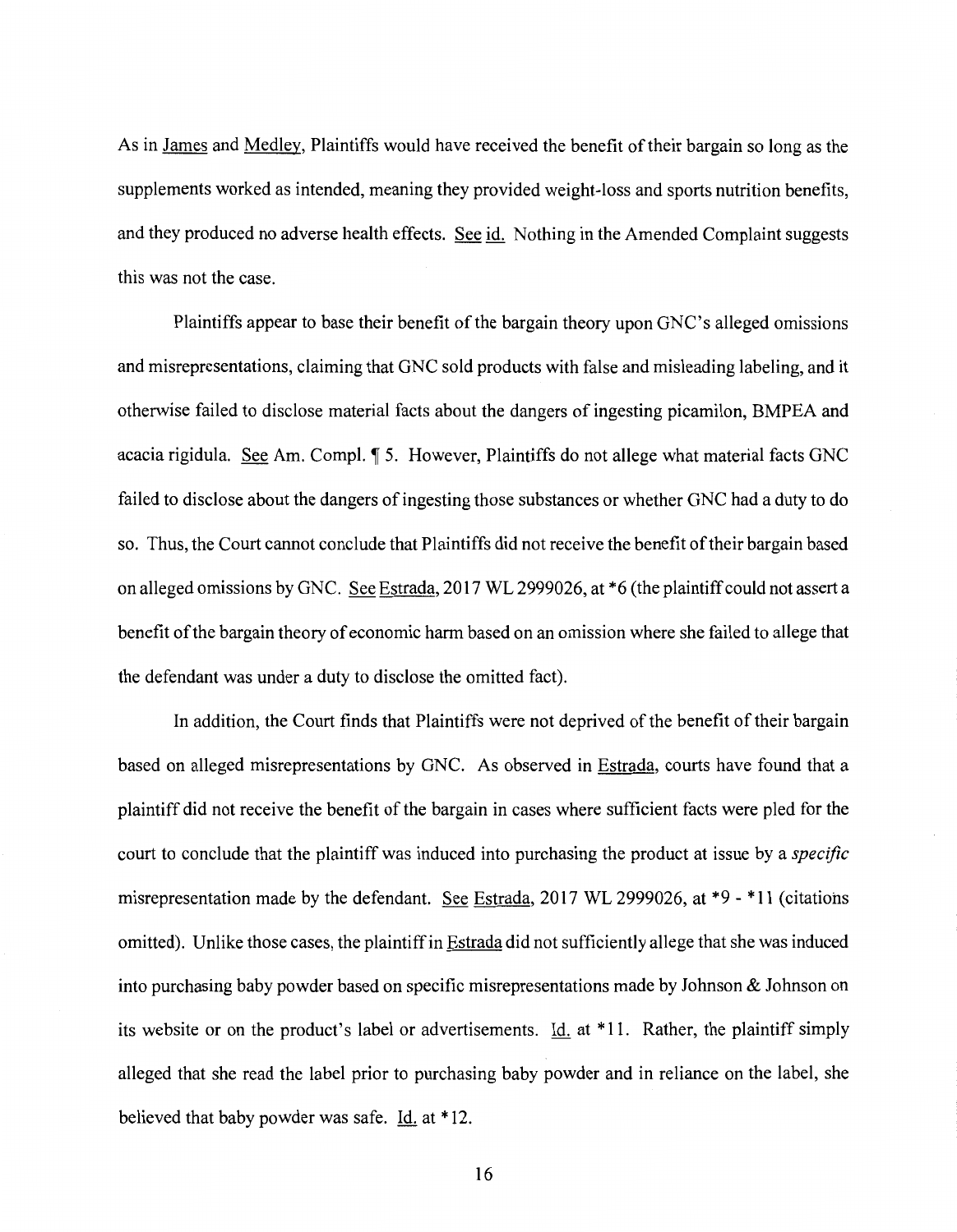As in James and Medley, Plaintiffs would have received the benefit of their bargain so long as the supplements worked as intended, meaning they provided weight-loss and sports nutrition benefits, and they produced no adverse health effects. See id. Nothing in the Amended Complaint suggests this was not the case.

Plaintiffs appear to base their benefit of the bargain theory upon GNC's alleged omissions and misrepresentations, claiming that GNC sold products with false and misleading labeling, and it otherwise failed to disclose material facts about the dangers of ingesting picamilon, BMPEA and acacia rigidula. See Am. Compl. ¶ 5. However, Plaintiffs do not allege what material facts GNC failed to disclose about the dangers of ingesting those substances or whether GNC had a duty to do so. Thus, the Court cannot conclude that Plaintiffs did not receive the benefit of their bargain based on alleged omissions by GNC. See Estrada, 2017 WL 2999026, at *6 (the plaintiff could not assert a benefit of the bargain theory of economic harm based on an omission where she failed to allege that the defendant was under a duty to disclose the omitted fact).

In addition, the Court finds that Plaintiffs were not deprived of the benefit of their bargain based on alleged misrepresentations by GNC. As observed in Estrada, courts have found that a plaintiff did not receive the benefit of the bargain in cases where sufficient facts were pled for the court to conclude that the plaintiff was induced into purchasing the product at issue by a *specific* misrepresentation made by the defendant. See Estrada, 2017 WL 2999026, at *9 - *11 (citations omitted). Unlike those cases, the plaintiff in Estrada did not sufficiently allege that she was induced into purchasing baby powder based on specific misrepresentations made by Johnson & Johnson on its website or on the product's label or advertisements. Id. at *11. Rather, the plaintiff simply alleged that she read the label prior to purchasing baby powder and in reliance on the label, she believed that baby powder was safe. Id. at *12.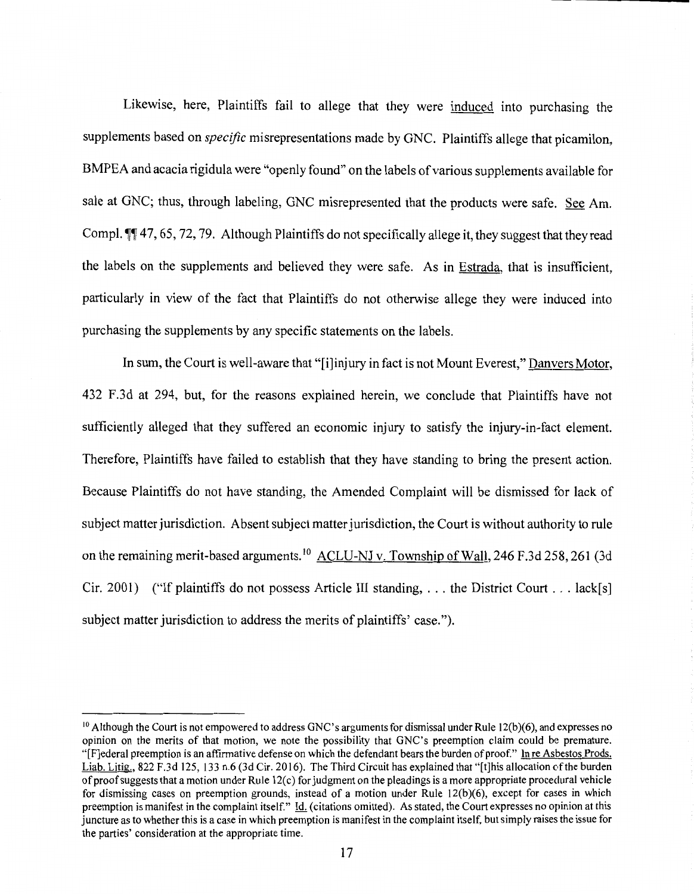Likewise, here, Plaintiffs fail to allege that they were induced into purchasing the supplements based on *specific* misrepresentations made by GNC. Plaintiffs allege that picamilon, BMPEA and acacia rigidula were "openly found" on the labels of various supplements available for sale at GNC; thus, through labeling, GNC misrepresented that the products were safe. See Am. Compl. ¶¶ 47, 65, 72, 79. Although Plaintiffs do not specifically allege it, they suggest that they read the labels on the supplements and believed they were safe. As in Estrada, that is insufficient, particularly in view of the fact that Plaintiffs do not otherwise allege they were induced into purchasing the supplements by any specific statements on the labels.

In sum, the Court is well-aware that "[i]njury in fact is not Mount Everest," Danvers Motor, 432 F.3d at 294, but, for the reasons explained herein, we conclude that Plaintiffs have not sufficiently alleged that they suffered an economic injury to satisfy the injury-in-fact element. Therefore, Plaintiffs have failed to establish that they have standing to bring the present action. Because Plaintiffs do not have standing, the Amended Complaint will be dismissed for lack of subject matter jurisdiction. Absent subject matter jurisdiction, the Court is without authority to rule on the remaining merit-based arguments.[10] ACLU-NJ v. Township of Wall, 246 F.3d 258, 261 (3d Cir. 2001) ("If plaintiffs do not possess Article III standing, . . . the District Court . . . lack[s] subject matter jurisdiction to address the merits of plaintiffs' case.").

---

[10] Although the Court is not empowered to address GNC's arguments for dismissal under Rule 12(b)(6), and expresses no opinion on the merits of that motion, we note the possibility that GNC's preemption claim could be premature. "[F]ederal preemption is an affirmative defense on which the defendant bears the burden of proof." In re Asbestos Prods. Liab. Litig., 822 F.3d 125, 133 n.6 (3d Cir. 2016). The Third Circuit has explained that "[t]his allocation of the burden of proof suggests that a motion under Rule 12(c) for judgment on the pleadings is a more appropriate procedural vehicle for dismissing cases on preemption grounds, instead of a motion under Rule 12(b)(6), except for cases in which preemption is manifest in the complaint itself." Id. (citations omitted). As stated, the Court expresses no opinion at this juncture as to whether this is a case in which preemption is manifest in the complaint itself, but simply raises the issue for the parties' consideration at the appropriate time.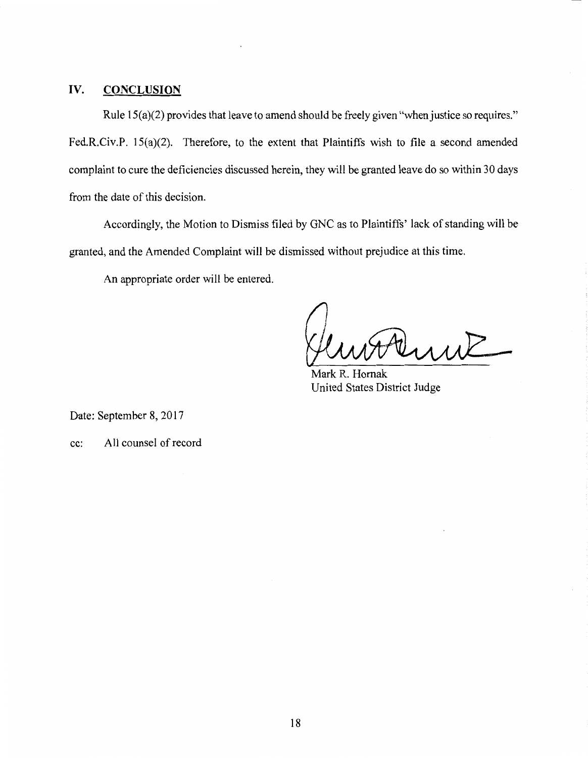## IV. CONCLUSION

Rule 15(a)(2) provides that leave to amend should be freely given "when justice so requires." Fed.R.Civ.P. 15(a)(2). Therefore, to the extent that Plaintiffs wish to file a second amended complaint to cure the deficiencies discussed herein, they will be granted leave do so within 30 days from the date of this decision.

Accordingly, the Motion to Dismiss filed by GNC as to Plaintiffs' lack of standing will be granted, and the Amended Complaint will be dismissed without prejudice at this time.

An appropriate order will be entered.

Mark R. Hornak
United States District Judge

Date: September 8, 2017

cc: All counsel of record